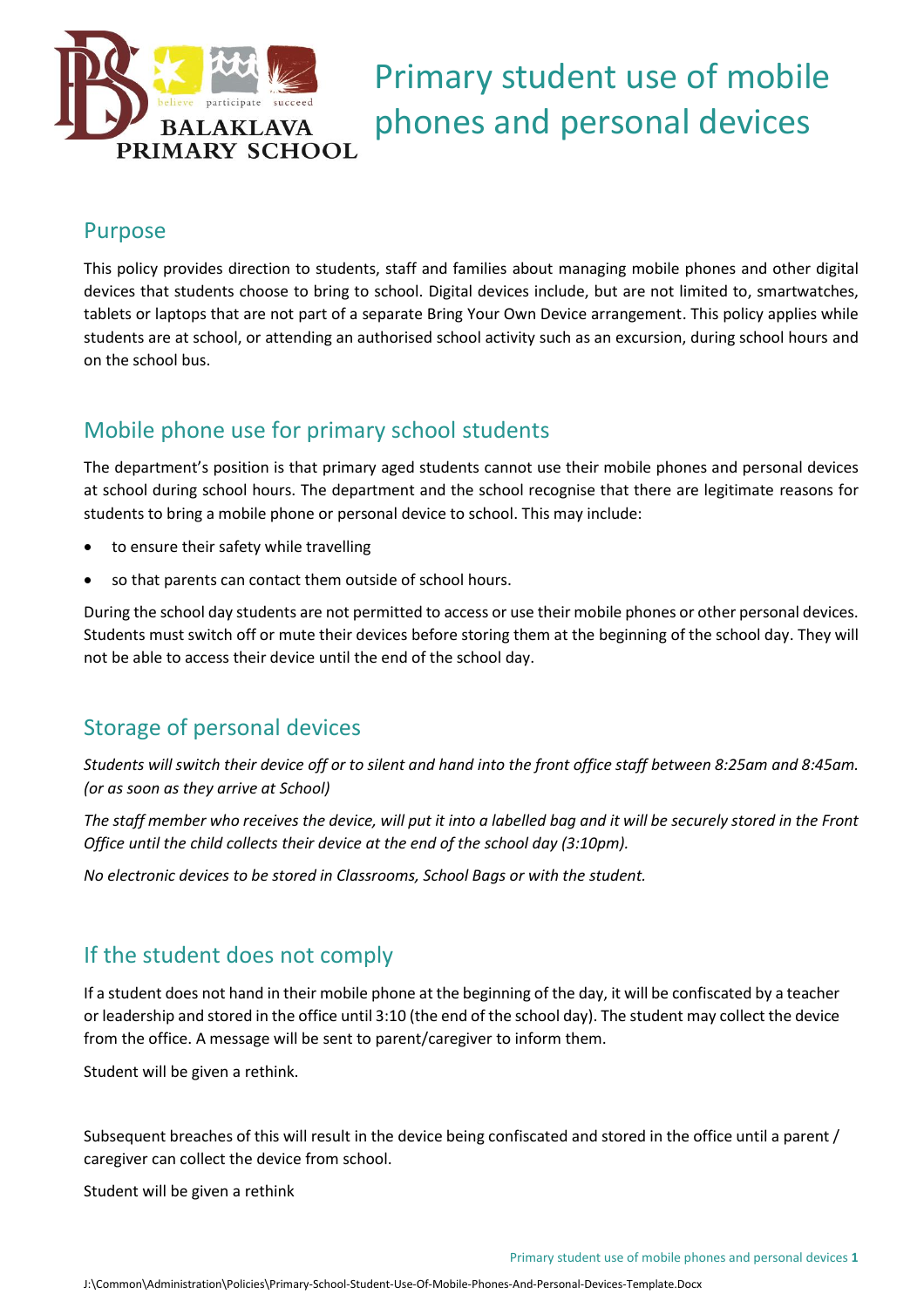# Primary student use of mobile phones and personal devices

## Purpose

This policy provides direction to students, staff and families about managing mobile phones and other digital devices that students choose to bring to school. Digital devices include, but are not limited to, smartwatches, tablets or laptops that are not part of a separate Bring Your Own Device arrangement. This policy applies while students are at school, or attending an authorised school activity such as an excursion, during school hours and on the school bus.

## Mobile phone use for primary school students

The department's position is that primary aged students cannot use their mobile phones and personal devices at school during school hours. The department and the school recognise that there are legitimate reasons for students to bring a mobile phone or personal device to school. This may include:

- to ensure their safety while travelling
- so that parents can contact them outside of school hours.

During the school day students are not permitted to access or use their mobile phones or other personal devices. Students must switch off or mute their devices before storing them at the beginning of the school day. They will not be able to access their device until the end of the school day.

## Storage of personal devices

*Students will switch their device off or to silent and hand into the front office staff between 8:25am and 8:45am. (or as soon as they arrive at School)*

*The staff member who receives the device, will put it into a labelled bag and it will be securely stored in the Front Office until the child collects their device at the end of the school day (3:10pm).*

*No electronic devices to be stored in Classrooms, School Bags or with the student.*

## If the student does not comply

If a student does not hand in their mobile phone at the beginning of the day, it will be confiscated by a teacher or leadership and stored in the office until 3:10 (the end of the school day). The student may collect the device from the office. A message will be sent to parent/caregiver to inform them.

Student will be given a rethink.

Subsequent breaches of this will result in the device being confiscated and stored in the office until a parent / caregiver can collect the device from school.

Student will be given a rethink

J:\Common\Administration\Policies\Primary-School-Student-Use-Of-Mobile-Phones-And-Personal-Devices-Template.Docx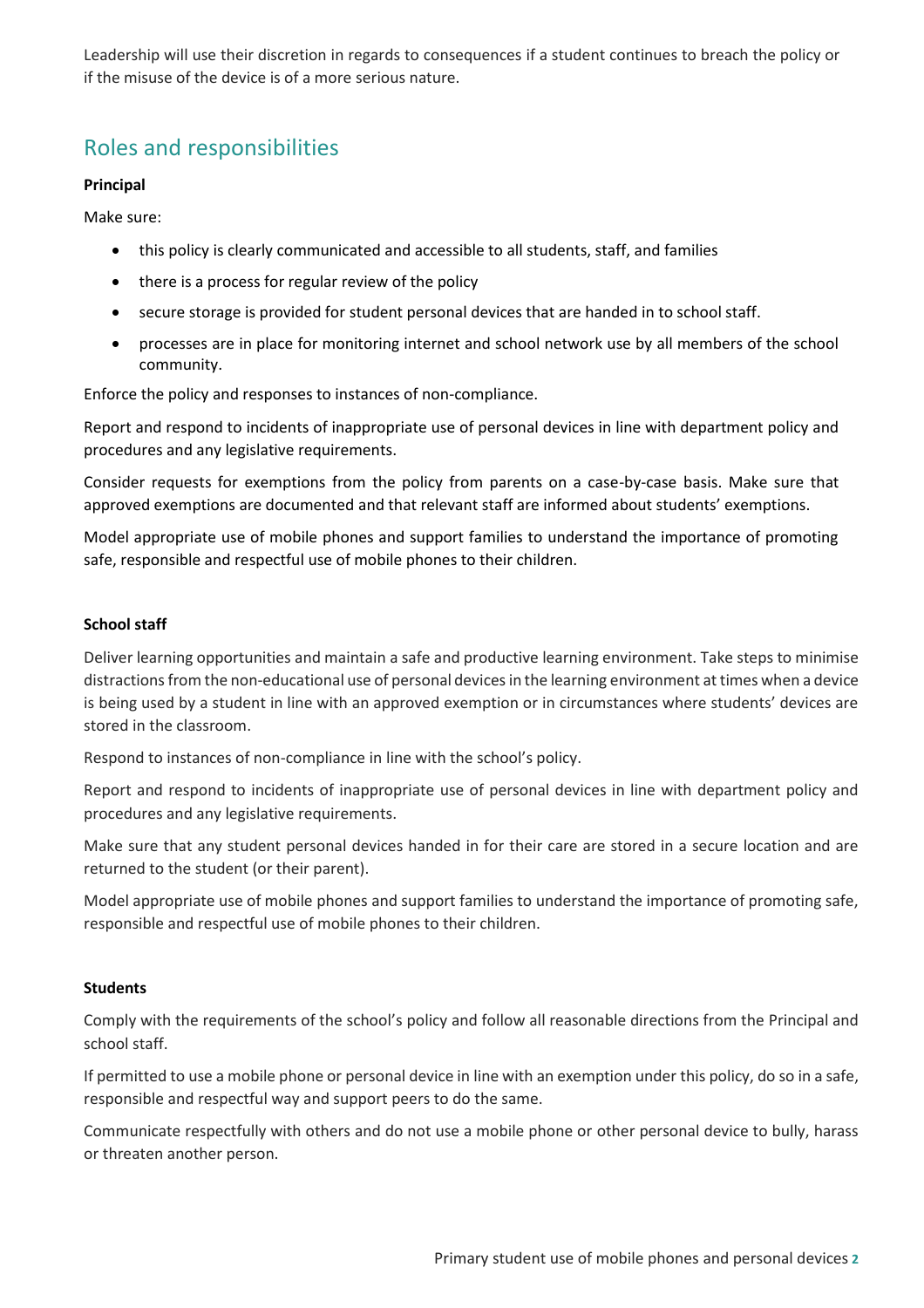Leadership will use their discretion in regards to consequences if a student continues to breach the policy or if the misuse of the device is of a more serious nature.

## Roles and responsibilities

**Principal**

Make sure:

- this policy is clearly communicated and accessible to all students, staff, and families
- there is a process for regular review of the policy
- secure storage is provided for student personal devices that are handed in to school staff.
- processes are in place for monitoring internet and school network use by all members of the school community.

Enforce the policy and responses to instances of non-compliance.

Report and respond to incidents of inappropriate use of personal devices in line with department policy and procedures and any legislative requirements.

Consider requests for exemptions from the policy from parents on a case-by-case basis. Make sure that approved exemptions are documented and that relevant staff are informed about students' exemptions.

Model appropriate use of mobile phones and support families to understand the importance of promoting safe, responsible and respectful use of mobile phones to their children.

**School staff**

Deliver learning opportunities and maintain a safe and productive learning environment. Take steps to minimise distractions from the non-educational use of personal devices in the learning environment at times when a device is being used by a student in line with an approved exemption or in circumstances where students' devices are stored in the classroom.

Respond to instances of non-compliance in line with the school's policy.

Report and respond to incidents of inappropriate use of personal devices in line with department policy and procedures and any legislative requirements.

Make sure that any student personal devices handed in for their care are stored in a secure location and are returned to the student (or their parent).

Model appropriate use of mobile phones and support families to understand the importance of promoting safe, responsible and respectful use of mobile phones to their children.

**Students**

Comply with the requirements of the school's policy and follow all reasonable directions from the Principal and school staff.

If permitted to use a mobile phone or personal device in line with an exemption under this policy, do so in a safe, responsible and respectful way and support peers to do the same.

Communicate respectfully with others and do not use a mobile phone or other personal device to bully, harass or threaten another person.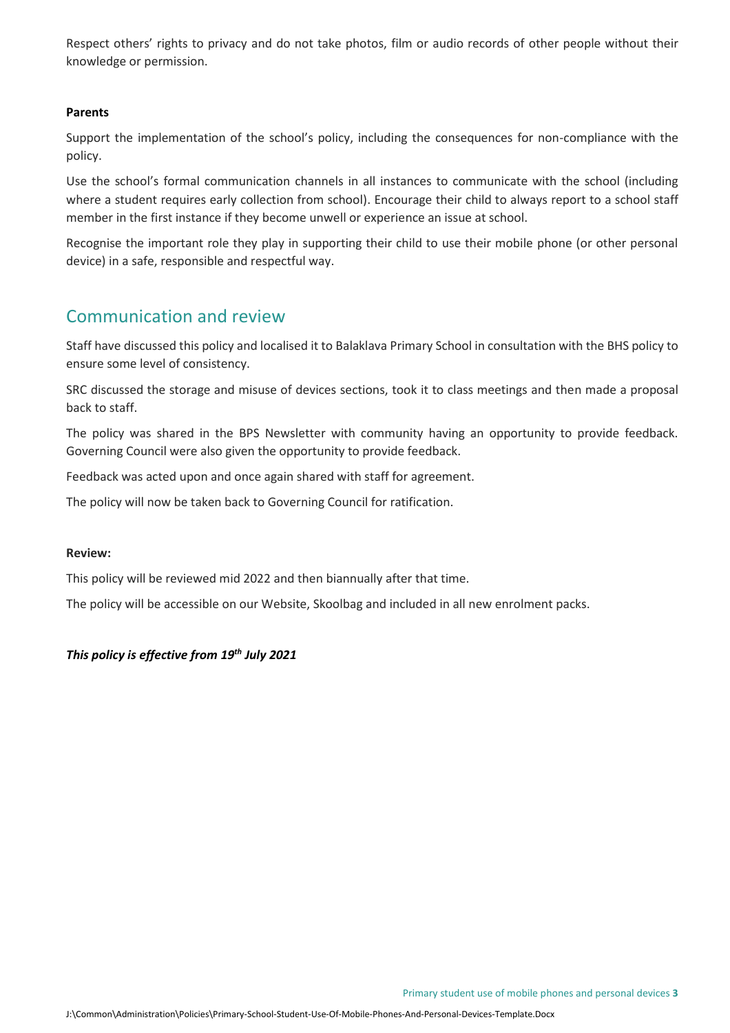Respect others' rights to privacy and do not take photos, film or audio records of other people without their knowledge or permission.

**Parents**

Support the implementation of the school's policy, including the consequences for non-compliance with the policy.

Use the school's formal communication channels in all instances to communicate with the school (including where a student requires early collection from school). Encourage their child to always report to a school staff member in the first instance if they become unwell or experience an issue at school.

Recognise the important role they play in supporting their child to use their mobile phone (or other personal device) in a safe, responsible and respectful way.

## Communication and review

Staff have discussed this policy and localised it to Balaklava Primary School in consultation with the BHS policy to ensure some level of consistency.

SRC discussed the storage and misuse of devices sections, took it to class meetings and then made a proposal back to staff.

The policy was shared in the BPS Newsletter with community having an opportunity to provide feedback. Governing Council were also given the opportunity to provide feedback.

Feedback was acted upon and once again shared with staff for agreement.

The policy will now be taken back to Governing Council for ratification.

**Review:**

This policy will be reviewed mid 2022 and then biannually after that time.

The policy will be accessible on our Website, Skoolbag and included in all new enrolment packs.

***This policy is effective from 19th July 2021***